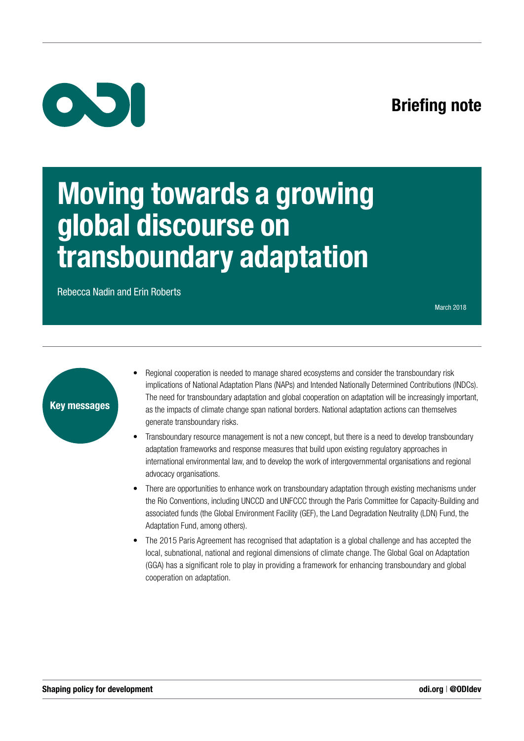Briefing note

# Moving towards a growing global discourse on transboundary adaptation

Rebecca Nadin and Erin Roberts

March 2018

## Key messages

- Regional cooperation is needed to manage shared ecosystems and consider the transboundary risk implications of National Adaptation Plans (NAPs) and Intended Nationally Determined Contributions (INDCs). The need for transboundary adaptation and global cooperation on adaptation will be increasingly important, as the impacts of climate change span national borders. National adaptation actions can themselves generate transboundary risks.
- Transboundary resource management is not a new concept, but there is a need to develop transboundary adaptation frameworks and response measures that build upon existing regulatory approaches in international environmental law, and to develop the work of intergovernmental organisations and regional advocacy organisations.
- There are opportunities to enhance work on transboundary adaptation through existing mechanisms under the Rio Conventions, including UNCCD and UNFCCC through the Paris Committee for Capacity-Building and associated funds (the Global Environment Facility (GEF), the Land Degradation Neutrality (LDN) Fund, the Adaptation Fund, among others).
- The 2015 Paris Agreement has recognised that adaptation is a global challenge and has accepted the local, subnational, national and regional dimensions of climate change. The Global Goal on Adaptation (GGA) has a significant role to play in providing a framework for enhancing transboundary and global cooperation on adaptation.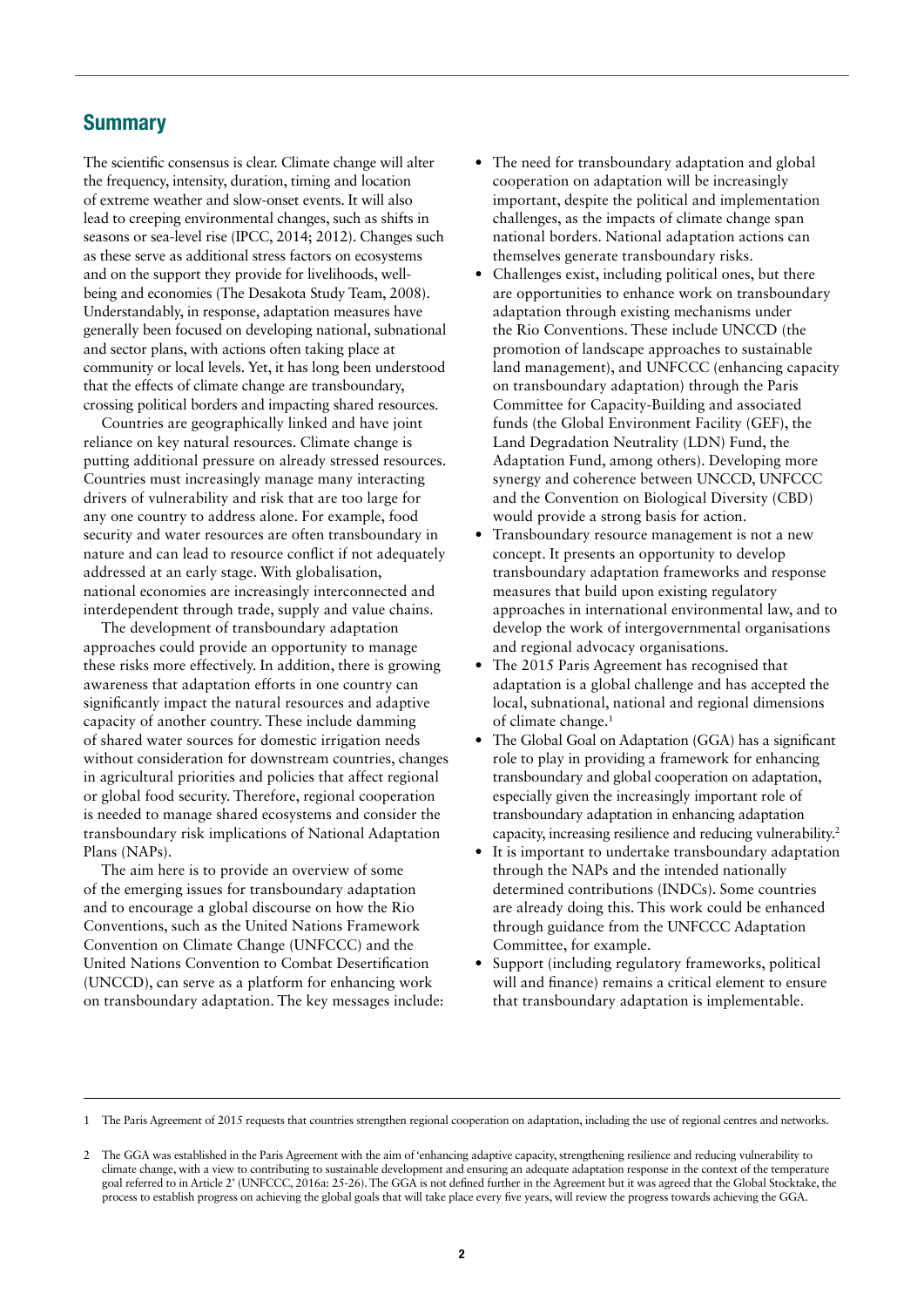## Summary

The scientific consensus is clear. Climate change will alter the frequency, intensity, duration, timing and location of extreme weather and slow-onset events. It will also lead to creeping environmental changes, such as shifts in seasons or sea-level rise (IPCC, 2014; 2012). Changes such as these serve as additional stress factors on ecosystems and on the support they provide for livelihoods, well-being and economies (The Desakota Study Team, 2008). Understandably, in response, adaptation measures have generally been focused on developing national, subnational and sector plans, with actions often taking place at community or local levels. Yet, it has long been understood that the effects of climate change are transboundary, crossing political borders and impacting shared resources.

Countries are geographically linked and have joint reliance on key natural resources. Climate change is putting additional pressure on already stressed resources. Countries must increasingly manage many interacting drivers of vulnerability and risk that are too large for any one country to address alone. For example, food security and water resources are often transboundary in nature and can lead to resource conflict if not adequately addressed at an early stage. With globalisation, national economies are increasingly interconnected and interdependent through trade, supply and value chains.

The development of transboundary adaptation approaches could provide an opportunity to manage these risks more effectively. In addition, there is growing awareness that adaptation efforts in one country can significantly impact the natural resources and adaptive capacity of another country. These include damming of shared water sources for domestic irrigation needs without consideration for downstream countries, changes in agricultural priorities and policies that affect regional or global food security. Therefore, regional cooperation is needed to manage shared ecosystems and consider the transboundary risk implications of National Adaptation Plans (NAPs).

The aim here is to provide an overview of some of the emerging issues for transboundary adaptation and to encourage a global discourse on how the Rio Conventions, such as the United Nations Framework Convention on Climate Change (UNFCCC) and the United Nations Convention to Combat Desertification (UNCCD), can serve as a platform for enhancing work on transboundary adaptation. The key messages include:

- The need for transboundary adaptation and global cooperation on adaptation will be increasingly important, despite the political and implementation challenges, as the impacts of climate change span national borders. National adaptation actions can themselves generate transboundary risks.
- Challenges exist, including political ones, but there are opportunities to enhance work on transboundary adaptation through existing mechanisms under the Rio Conventions. These include UNCCD (the promotion of landscape approaches to sustainable land management), and UNFCCC (enhancing capacity on transboundary adaptation) through the Paris Committee for Capacity-Building and associated funds (the Global Environment Facility (GEF), the Land Degradation Neutrality (LDN) Fund, the Adaptation Fund, among others). Developing more synergy and coherence between UNCCD, UNFCCC and the Convention on Biological Diversity (CBD) would provide a strong basis for action.
- Transboundary resource management is not a new concept. It presents an opportunity to develop transboundary adaptation frameworks and response measures that build upon existing regulatory approaches in international environmental law, and to develop the work of intergovernmental organisations and regional advocacy organisations.
- The 2015 Paris Agreement has recognised that adaptation is a global challenge and has accepted the local, subnational, national and regional dimensions of climate change.[1]
- The Global Goal on Adaptation (GGA) has a significant role to play in providing a framework for enhancing transboundary and global cooperation on adaptation, especially given the increasingly important role of transboundary adaptation in enhancing adaptation capacity, increasing resilience and reducing vulnerability.[2]
- It is important to undertake transboundary adaptation through the NAPs and the intended nationally determined contributions (INDCs). Some countries are already doing this. This work could be enhanced through guidance from the UNFCCC Adaptation Committee, for example.
- Support (including regulatory frameworks, political will and finance) remains a critical element to ensure that transboundary adaptation is implementable.

---

1 The Paris Agreement of 2015 requests that countries strengthen regional cooperation on adaptation, including the use of regional centres and networks.

2 The GGA was established in the Paris Agreement with the aim of 'enhancing adaptive capacity, strengthening resilience and reducing vulnerability to climate change, with a view to contributing to sustainable development and ensuring an adequate adaptation response in the context of the temperature goal referred to in Article 2' (UNFCCC, 2016a: 25-26). The GGA is not defined further in the Agreement but it was agreed that the Global Stocktake, the process to establish progress on achieving the global goals that will take place every five years, will review the progress towards achieving the GGA.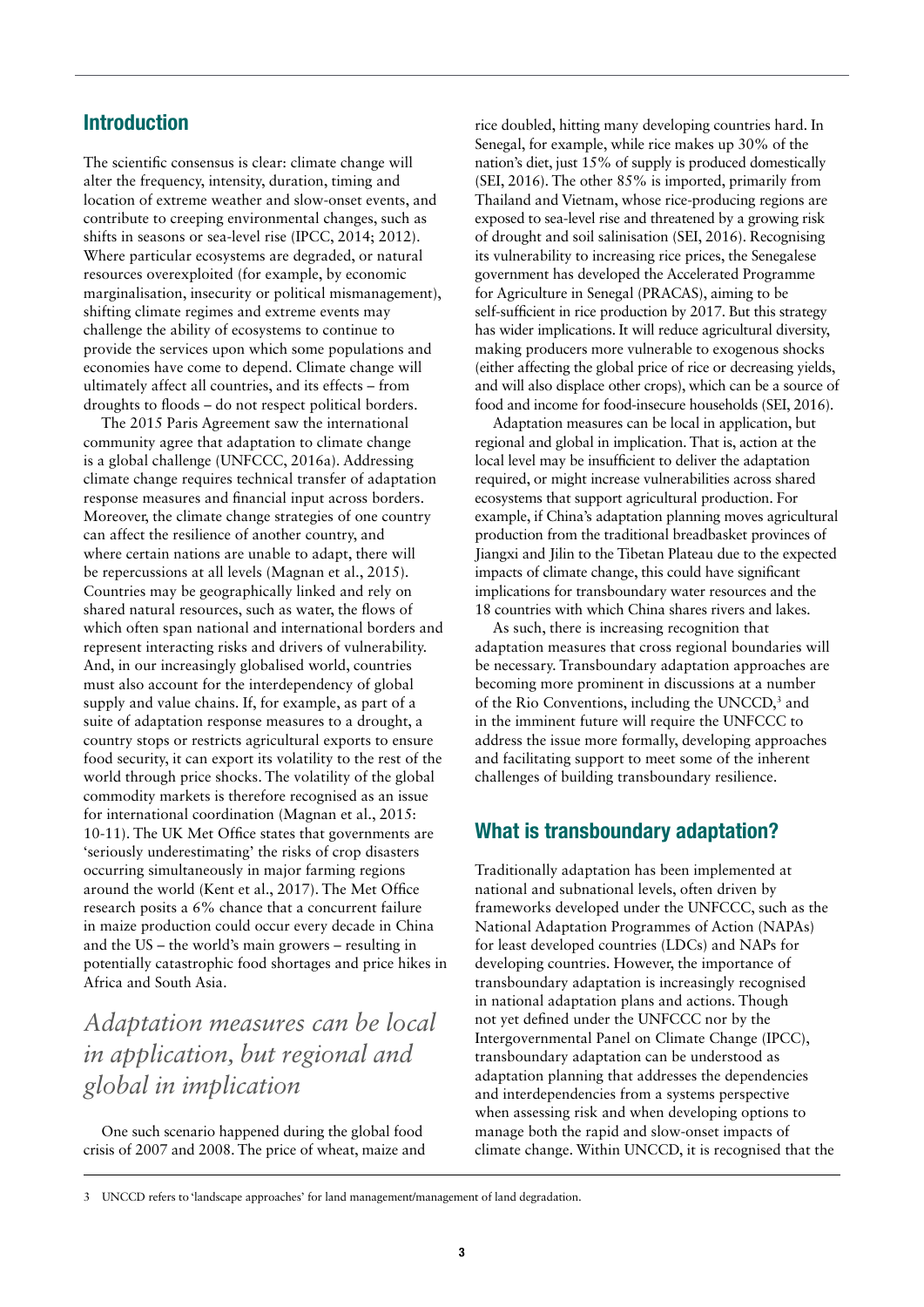## Introduction

The scientific consensus is clear: climate change will alter the frequency, intensity, duration, timing and location of extreme weather and slow-onset events, and contribute to creeping environmental changes, such as shifts in seasons or sea-level rise (IPCC, 2014; 2012). Where particular ecosystems are degraded, or natural resources overexploited (for example, by economic marginalisation, insecurity or political mismanagement), shifting climate regimes and extreme events may challenge the ability of ecosystems to continue to provide the services upon which some populations and economies have come to depend. Climate change will ultimately affect all countries, and its effects – from droughts to floods – do not respect political borders.

The 2015 Paris Agreement saw the international community agree that adaptation to climate change is a global challenge (UNFCCC, 2016a). Addressing climate change requires technical transfer of adaptation response measures and financial input across borders. Moreover, the climate change strategies of one country can affect the resilience of another country, and where certain nations are unable to adapt, there will be repercussions at all levels (Magnan et al., 2015). Countries may be geographically linked and rely on shared natural resources, such as water, the flows of which often span national and international borders and represent interacting risks and drivers of vulnerability. And, in our increasingly globalised world, countries must also account for the interdependency of global supply and value chains. If, for example, as part of a suite of adaptation response measures to a drought, a country stops or restricts agricultural exports to ensure food security, it can export its volatility to the rest of the world through price shocks. The volatility of the global commodity markets is therefore recognised as an issue for international coordination (Magnan et al., 2015: 10-11). The UK Met Office states that governments are 'seriously underestimating' the risks of crop disasters occurring simultaneously in major farming regions around the world (Kent et al., 2017). The Met Office research posits a 6% chance that a concurrent failure in maize production could occur every decade in China and the US – the world's main growers – resulting in potentially catastrophic food shortages and price hikes in Africa and South Asia.

*Adaptation measures can be local in application, but regional and global in implication*

One such scenario happened during the global food crisis of 2007 and 2008. The price of wheat, maize and rice doubled, hitting many developing countries hard. In Senegal, for example, while rice makes up 30% of the nation's diet, just 15% of supply is produced domestically (SEI, 2016). The other 85% is imported, primarily from Thailand and Vietnam, whose rice-producing regions are exposed to sea-level rise and threatened by a growing risk of drought and soil salinisation (SEI, 2016). Recognising its vulnerability to increasing rice prices, the Senegalese government has developed the Accelerated Programme for Agriculture in Senegal (PRACAS), aiming to be self-sufficient in rice production by 2017. But this strategy has wider implications. It will reduce agricultural diversity, making producers more vulnerable to exogenous shocks (either affecting the global price of rice or decreasing yields, and will also displace other crops), which can be a source of food and income for food-insecure households (SEI, 2016).

Adaptation measures can be local in application, but regional and global in implication. That is, action at the local level may be insufficient to deliver the adaptation required, or might increase vulnerabilities across shared ecosystems that support agricultural production. For example, if China's adaptation planning moves agricultural production from the traditional breadbasket provinces of Jiangxi and Jilin to the Tibetan Plateau due to the expected impacts of climate change, this could have significant implications for transboundary water resources and the 18 countries with which China shares rivers and lakes.

As such, there is increasing recognition that adaptation measures that cross regional boundaries will be necessary. Transboundary adaptation approaches are becoming more prominent in discussions at a number of the Rio Conventions, including the UNCCD,[3] and in the imminent future will require the UNFCCC to address the issue more formally, developing approaches and facilitating support to meet some of the inherent challenges of building transboundary resilience.

## What is transboundary adaptation?

Traditionally adaptation has been implemented at national and subnational levels, often driven by frameworks developed under the UNFCCC, such as the National Adaptation Programmes of Action (NAPAs) for least developed countries (LDCs) and NAPs for developing countries. However, the importance of transboundary adaptation is increasingly recognised in national adaptation plans and actions. Though not yet defined under the UNFCCC nor by the Intergovernmental Panel on Climate Change (IPCC), transboundary adaptation can be understood as adaptation planning that addresses the dependencies and interdependencies from a systems perspective when assessing risk and when developing options to manage both the rapid and slow-onset impacts of climate change. Within UNCCD, it is recognised that the

3 UNCCD refers to 'landscape approaches' for land management/management of land degradation.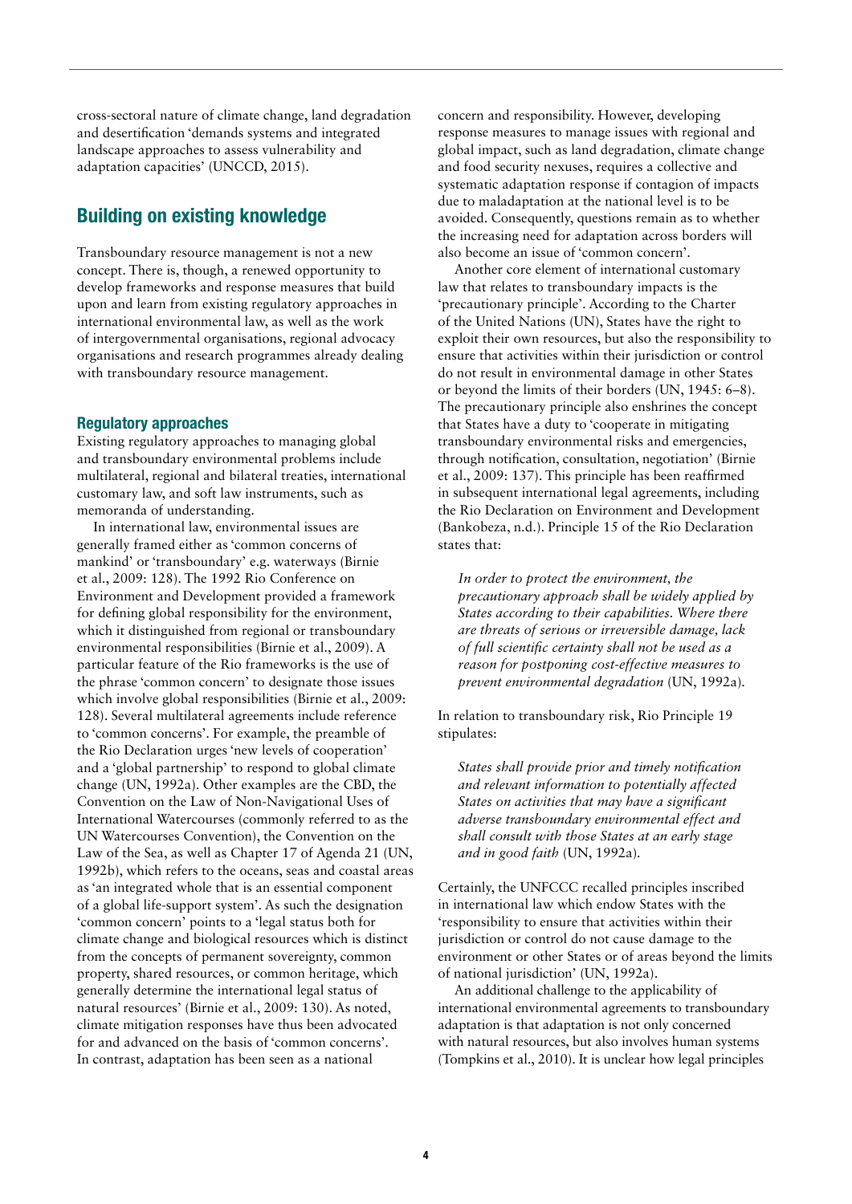cross-sectoral nature of climate change, land degradation and desertification 'demands systems and integrated landscape approaches to assess vulnerability and adaptation capacities' (UNCCD, 2015).

## Building on existing knowledge

Transboundary resource management is not a new concept. There is, though, a renewed opportunity to develop frameworks and response measures that build upon and learn from existing regulatory approaches in international environmental law, as well as the work of intergovernmental organisations, regional advocacy organisations and research programmes already dealing with transboundary resource management.

### Regulatory approaches

Existing regulatory approaches to managing global and transboundary environmental problems include multilateral, regional and bilateral treaties, international customary law, and soft law instruments, such as memoranda of understanding.

In international law, environmental issues are generally framed either as 'common concerns of mankind' or 'transboundary' e.g. waterways (Birnie et al., 2009: 128). The 1992 Rio Conference on Environment and Development provided a framework for defining global responsibility for the environment, which it distinguished from regional or transboundary environmental responsibilities (Birnie et al., 2009). A particular feature of the Rio frameworks is the use of the phrase 'common concern' to designate those issues which involve global responsibilities (Birnie et al., 2009: 128). Several multilateral agreements include reference to 'common concerns'. For example, the preamble of the Rio Declaration urges 'new levels of cooperation' and a 'global partnership' to respond to global climate change (UN, 1992a). Other examples are the CBD, the Convention on the Law of Non-Navigational Uses of International Watercourses (commonly referred to as the UN Watercourses Convention), the Convention on the Law of the Sea, as well as Chapter 17 of Agenda 21 (UN, 1992b), which refers to the oceans, seas and coastal areas as 'an integrated whole that is an essential component of a global life-support system'. As such the designation 'common concern' points to a 'legal status both for climate change and biological resources which is distinct from the concepts of permanent sovereignty, common property, shared resources, or common heritage, which generally determine the international legal status of natural resources' (Birnie et al., 2009: 130). As noted, climate mitigation responses have thus been advocated for and advanced on the basis of 'common concerns'. In contrast, adaptation has been seen as a national concern and responsibility. However, developing response measures to manage issues with regional and global impact, such as land degradation, climate change and food security nexuses, requires a collective and systematic adaptation response if contagion of impacts due to maladaptation at the national level is to be avoided. Consequently, questions remain as to whether the increasing need for adaptation across borders will also become an issue of 'common concern'.

Another core element of international customary law that relates to transboundary impacts is the 'precautionary principle'. According to the Charter of the United Nations (UN), States have the right to exploit their own resources, but also the responsibility to ensure that activities within their jurisdiction or control do not result in environmental damage in other States or beyond the limits of their borders (UN, 1945: 6–8). The precautionary principle also enshrines the concept that States have a duty to 'cooperate in mitigating transboundary environmental risks and emergencies, through notification, consultation, negotiation' (Birnie et al., 2009: 137). This principle has been reaffirmed in subsequent international legal agreements, including the Rio Declaration on Environment and Development (Bankobeza, n.d.). Principle 15 of the Rio Declaration states that:

> *In order to protect the environment, the precautionary approach shall be widely applied by States according to their capabilities. Where there are threats of serious or irreversible damage, lack of full scientific certainty shall not be used as a reason for postponing cost-effective measures to prevent environmental degradation* (UN, 1992a).

In relation to transboundary risk, Rio Principle 19 stipulates:

> *States shall provide prior and timely notification and relevant information to potentially affected States on activities that may have a significant adverse transboundary environmental effect and shall consult with those States at an early stage and in good faith* (UN, 1992a).

Certainly, the UNFCCC recalled principles inscribed in international law which endow States with the 'responsibility to ensure that activities within their jurisdiction or control do not cause damage to the environment or other States or of areas beyond the limits of national jurisdiction' (UN, 1992a).

An additional challenge to the applicability of international environmental agreements to transboundary adaptation is that adaptation is not only concerned with natural resources, but also involves human systems (Tompkins et al., 2010). It is unclear how legal principles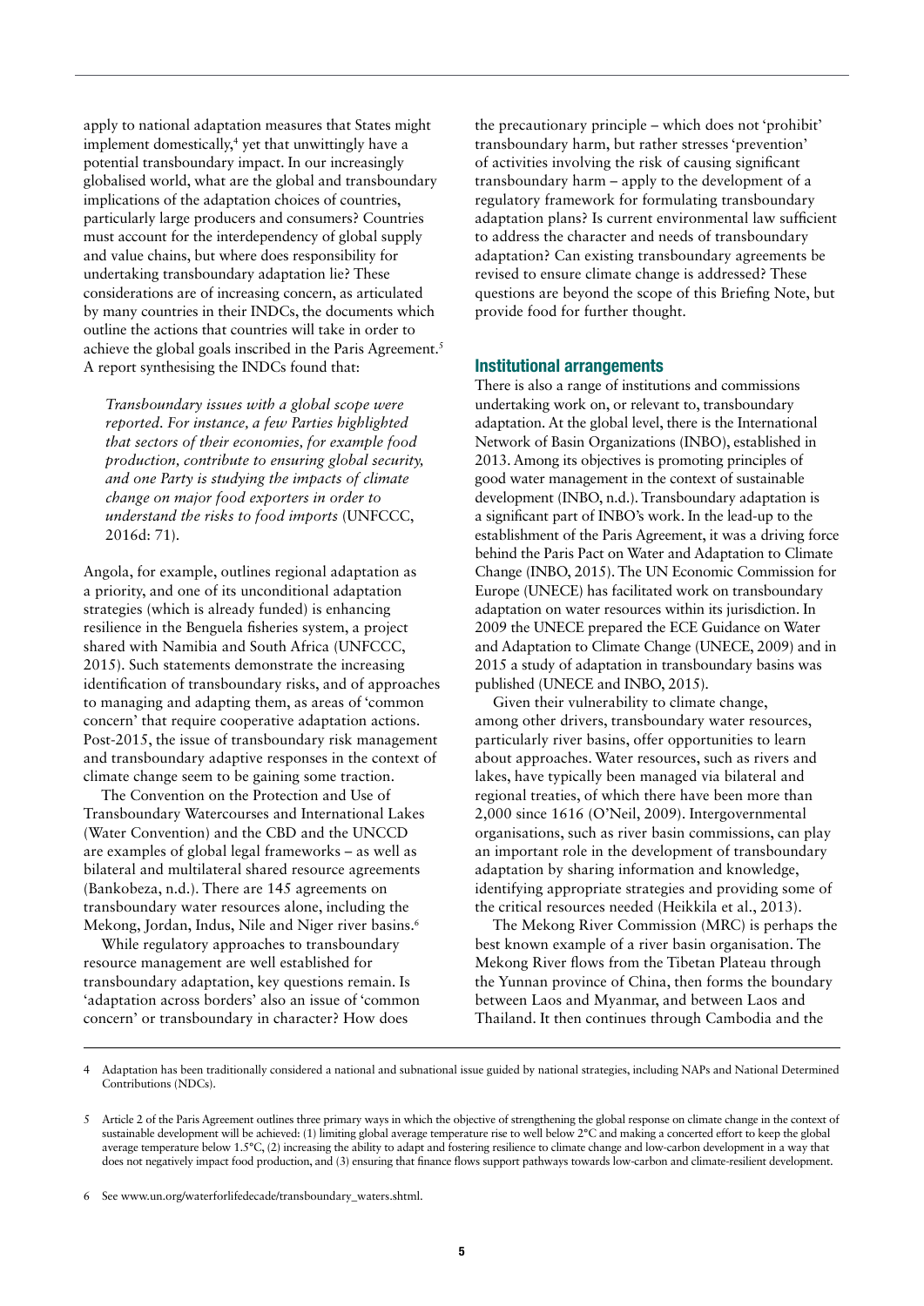apply to national adaptation measures that States might implement domestically,[4] yet that unwittingly have a potential transboundary impact. In our increasingly globalised world, what are the global and transboundary implications of the adaptation choices of countries, particularly large producers and consumers? Countries must account for the interdependency of global supply and value chains, but where does responsibility for undertaking transboundary adaptation lie? These considerations are of increasing concern, as articulated by many countries in their INDCs, the documents which outline the actions that countries will take in order to achieve the global goals inscribed in the Paris Agreement.[5] A report synthesising the INDCs found that:

> *Transboundary issues with a global scope were reported. For instance, a few Parties highlighted that sectors of their economies, for example food production, contribute to ensuring global security, and one Party is studying the impacts of climate change on major food exporters in order to understand the risks to food imports* (UNFCCC, 2016d: 71).

Angola, for example, outlines regional adaptation as a priority, and one of its unconditional adaptation strategies (which is already funded) is enhancing resilience in the Benguela fisheries system, a project shared with Namibia and South Africa (UNFCCC, 2015). Such statements demonstrate the increasing identification of transboundary risks, and of approaches to managing and adapting them, as areas of 'common concern' that require cooperative adaptation actions. Post-2015, the issue of transboundary risk management and transboundary adaptive responses in the context of climate change seem to be gaining some traction.

The Convention on the Protection and Use of Transboundary Watercourses and International Lakes (Water Convention) and the CBD and the UNCCD are examples of global legal frameworks – as well as bilateral and multilateral shared resource agreements (Bankobeza, n.d.). There are 145 agreements on transboundary water resources alone, including the Mekong, Jordan, Indus, Nile and Niger river basins.[6]

While regulatory approaches to transboundary resource management are well established for transboundary adaptation, key questions remain. Is 'adaptation across borders' also an issue of 'common concern' or transboundary in character? How does the precautionary principle – which does not 'prohibit' transboundary harm, but rather stresses 'prevention' of activities involving the risk of causing significant transboundary harm – apply to the development of a regulatory framework for formulating transboundary adaptation plans? Is current environmental law sufficient to address the character and needs of transboundary adaptation? Can existing transboundary agreements be revised to ensure climate change is addressed? These questions are beyond the scope of this Briefing Note, but provide food for further thought.

## Institutional arrangements

There is also a range of institutions and commissions undertaking work on, or relevant to, transboundary adaptation. At the global level, there is the International Network of Basin Organizations (INBO), established in 2013. Among its objectives is promoting principles of good water management in the context of sustainable development (INBO, n.d.). Transboundary adaptation is a significant part of INBO's work. In the lead-up to the establishment of the Paris Agreement, it was a driving force behind the Paris Pact on Water and Adaptation to Climate Change (INBO, 2015). The UN Economic Commission for Europe (UNECE) has facilitated work on transboundary adaptation on water resources within its jurisdiction. In 2009 the UNECE prepared the ECE Guidance on Water and Adaptation to Climate Change (UNECE, 2009) and in 2015 a study of adaptation in transboundary basins was published (UNECE and INBO, 2015).

Given their vulnerability to climate change, among other drivers, transboundary water resources, particularly river basins, offer opportunities to learn about approaches. Water resources, such as rivers and lakes, have typically been managed via bilateral and regional treaties, of which there have been more than 2,000 since 1616 (O'Neil, 2009). Intergovernmental organisations, such as river basin commissions, can play an important role in the development of transboundary adaptation by sharing information and knowledge, identifying appropriate strategies and providing some of the critical resources needed (Heikkila et al., 2013).

The Mekong River Commission (MRC) is perhaps the best known example of a river basin organisation. The Mekong River flows from the Tibetan Plateau through the Yunnan province of China, then forms the boundary between Laos and Myanmar, and between Laos and Thailand. It then continues through Cambodia and the

---

4 Adaptation has been traditionally considered a national and subnational issue guided by national strategies, including NAPs and National Determined Contributions (NDCs).

5 Article 2 of the Paris Agreement outlines three primary ways in which the objective of strengthening the global response on climate change in the context of sustainable development will be achieved: (1) limiting global average temperature rise to well below 2°C and making a concerted effort to keep the global average temperature below 1.5°C, (2) increasing the ability to adapt and fostering resilience to climate change and low-carbon development in a way that does not negatively impact food production, and (3) ensuring that finance flows support pathways towards low-carbon and climate-resilient development.

6 See www.un.org/waterforlifedecade/transboundary_waters.shtml.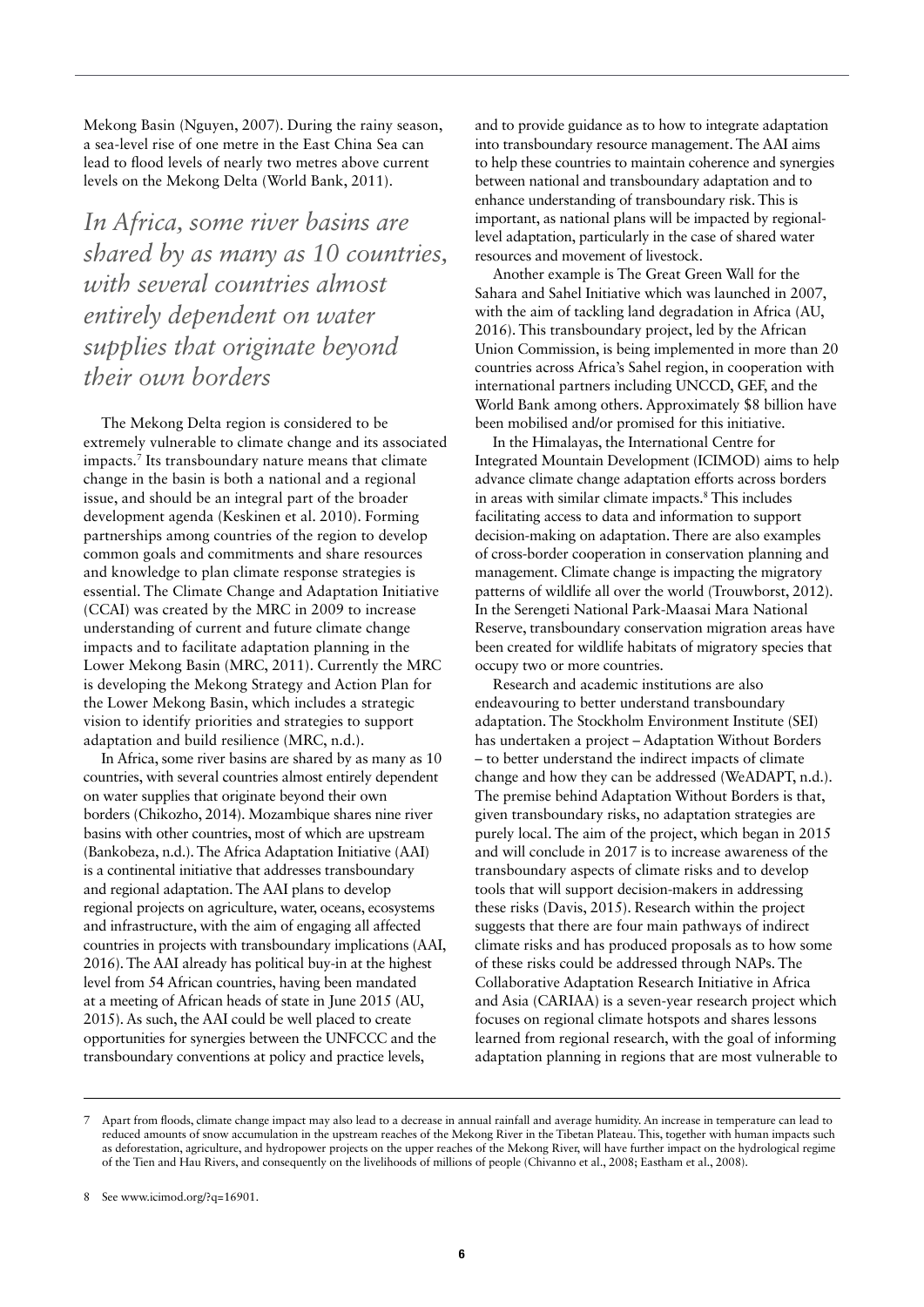Mekong Basin (Nguyen, 2007). During the rainy season, a sea-level rise of one metre in the East China Sea can lead to flood levels of nearly two metres above current levels on the Mekong Delta (World Bank, 2011).

*In Africa, some river basins are shared by as many as 10 countries, with several countries almost entirely dependent on water supplies that originate beyond their own borders*

The Mekong Delta region is considered to be extremely vulnerable to climate change and its associated impacts.[7] Its transboundary nature means that climate change in the basin is both a national and a regional issue, and should be an integral part of the broader development agenda (Keskinen et al. 2010). Forming partnerships among countries of the region to develop common goals and commitments and share resources and knowledge to plan climate response strategies is essential. The Climate Change and Adaptation Initiative (CCAI) was created by the MRC in 2009 to increase understanding of current and future climate change impacts and to facilitate adaptation planning in the Lower Mekong Basin (MRC, 2011). Currently the MRC is developing the Mekong Strategy and Action Plan for the Lower Mekong Basin, which includes a strategic vision to identify priorities and strategies to support adaptation and build resilience (MRC, n.d.).

In Africa, some river basins are shared by as many as 10 countries, with several countries almost entirely dependent on water supplies that originate beyond their own borders (Chikozho, 2014). Mozambique shares nine river basins with other countries, most of which are upstream (Bankobeza, n.d.). The Africa Adaptation Initiative (AAI) is a continental initiative that addresses transboundary and regional adaptation. The AAI plans to develop regional projects on agriculture, water, oceans, ecosystems and infrastructure, with the aim of engaging all affected countries in projects with transboundary implications (AAI, 2016). The AAI already has political buy-in at the highest level from 54 African countries, having been mandated at a meeting of African heads of state in June 2015 (AU, 2015). As such, the AAI could be well placed to create opportunities for synergies between the UNFCCC and the transboundary conventions at policy and practice levels, and to provide guidance as to how to integrate adaptation into transboundary resource management. The AAI aims to help these countries to maintain coherence and synergies between national and transboundary adaptation and to enhance understanding of transboundary risk. This is important, as national plans will be impacted by regional-level adaptation, particularly in the case of shared water resources and movement of livestock.

Another example is The Great Green Wall for the Sahara and Sahel Initiative which was launched in 2007, with the aim of tackling land degradation in Africa (AU, 2016). This transboundary project, led by the African Union Commission, is being implemented in more than 20 countries across Africa's Sahel region, in cooperation with international partners including UNCCD, GEF, and the World Bank among others. Approximately $8 billion have been mobilised and/or promised for this initiative.

In the Himalayas, the International Centre for Integrated Mountain Development (ICIMOD) aims to help advance climate change adaptation efforts across borders in areas with similar climate impacts.[8] This includes facilitating access to data and information to support decision-making on adaptation. There are also examples of cross-border cooperation in conservation planning and management. Climate change is impacting the migratory patterns of wildlife all over the world (Trouwborst, 2012). In the Serengeti National Park-Maasai Mara National Reserve, transboundary conservation migration areas have been created for wildlife habitats of migratory species that occupy two or more countries.

Research and academic institutions are also endeavouring to better understand transboundary adaptation. The Stockholm Environment Institute (SEI) has undertaken a project – Adaptation Without Borders – to better understand the indirect impacts of climate change and how they can be addressed (WeADAPT, n.d.). The premise behind Adaptation Without Borders is that, given transboundary risks, no adaptation strategies are purely local. The aim of the project, which began in 2015 and will conclude in 2017 is to increase awareness of the transboundary aspects of climate risks and to develop tools that will support decision-makers in addressing these risks (Davis, 2015). Research within the project suggests that there are four main pathways of indirect climate risks and has produced proposals as to how some of these risks could be addressed through NAPs. The Collaborative Adaptation Research Initiative in Africa and Asia (CARIAA) is a seven-year research project which focuses on regional climate hotspots and shares lessons learned from regional research, with the goal of informing adaptation planning in regions that are most vulnerable to

---

7 Apart from floods, climate change impact may also lead to a decrease in annual rainfall and average humidity. An increase in temperature can lead to reduced amounts of snow accumulation in the upstream reaches of the Mekong River in the Tibetan Plateau. This, together with human impacts such as deforestation, agriculture, and hydropower projects on the upper reaches of the Mekong River, will have further impact on the hydrological regime of the Tien and Hau Rivers, and consequently on the livelihoods of millions of people (Chivanno et al., 2008; Eastham et al., 2008).

8 See www.icimod.org/?q=16901.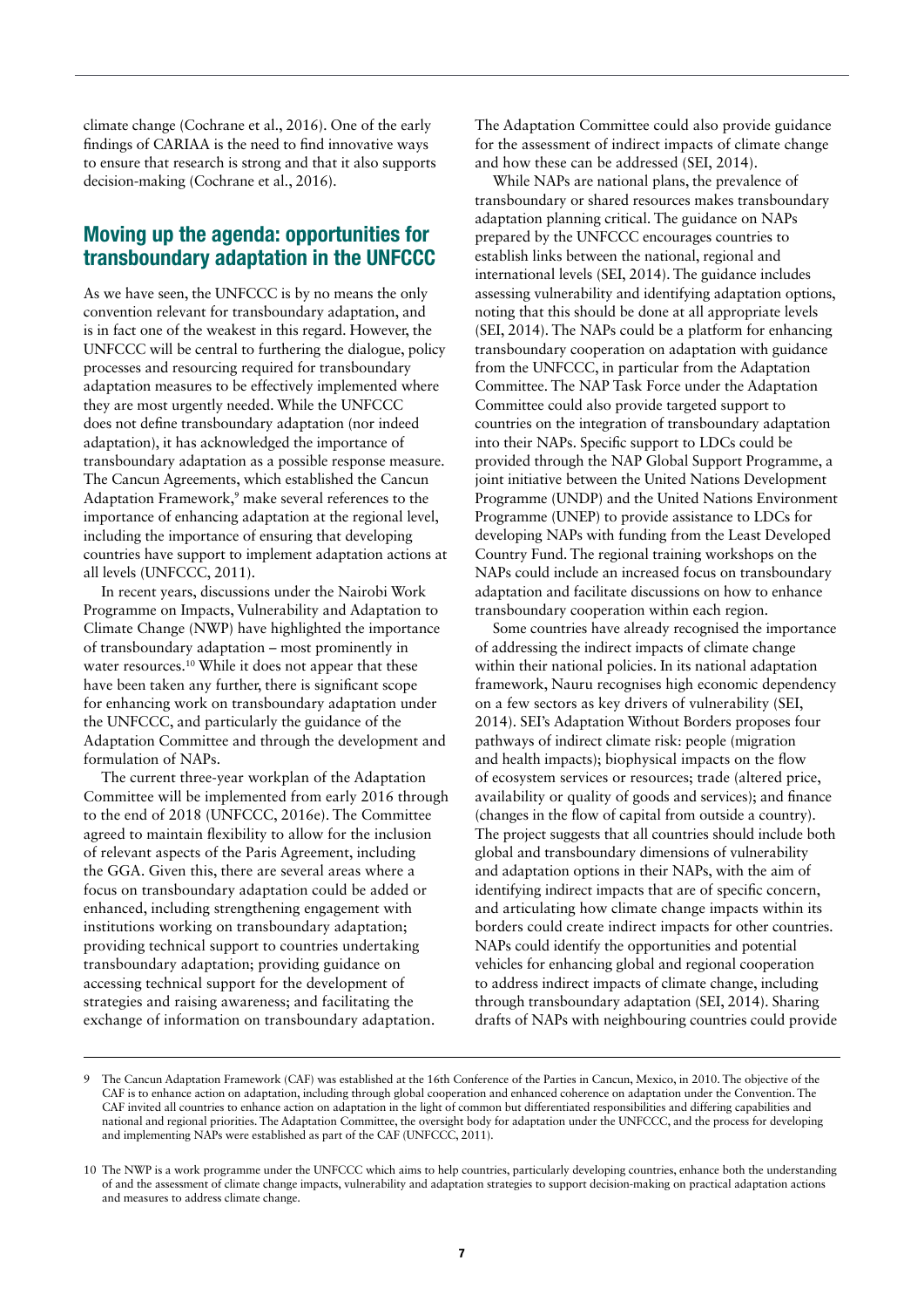climate change (Cochrane et al., 2016). One of the early findings of CARIAA is the need to find innovative ways to ensure that research is strong and that it also supports decision-making (Cochrane et al., 2016).

## Moving up the agenda: opportunities for transboundary adaptation in the UNFCCC

As we have seen, the UNFCCC is by no means the only convention relevant for transboundary adaptation, and is in fact one of the weakest in this regard. However, the UNFCCC will be central to furthering the dialogue, policy processes and resourcing required for transboundary adaptation measures to be effectively implemented where they are most urgently needed. While the UNFCCC does not define transboundary adaptation (nor indeed adaptation), it has acknowledged the importance of transboundary adaptation as a possible response measure. The Cancun Agreements, which established the Cancun Adaptation Framework,[9] make several references to the importance of enhancing adaptation at the regional level, including the importance of ensuring that developing countries have support to implement adaptation actions at all levels (UNFCCC, 2011).

In recent years, discussions under the Nairobi Work Programme on Impacts, Vulnerability and Adaptation to Climate Change (NWP) have highlighted the importance of transboundary adaptation – most prominently in water resources.[10] While it does not appear that these have been taken any further, there is significant scope for enhancing work on transboundary adaptation under the UNFCCC, and particularly the guidance of the Adaptation Committee and through the development and formulation of NAPs.

The current three-year workplan of the Adaptation Committee will be implemented from early 2016 through to the end of 2018 (UNFCCC, 2016e). The Committee agreed to maintain flexibility to allow for the inclusion of relevant aspects of the Paris Agreement, including the GGA. Given this, there are several areas where a focus on transboundary adaptation could be added or enhanced, including strengthening engagement with institutions working on transboundary adaptation; providing technical support to countries undertaking transboundary adaptation; providing guidance on accessing technical support for the development of strategies and raising awareness; and facilitating the exchange of information on transboundary adaptation. The Adaptation Committee could also provide guidance for the assessment of indirect impacts of climate change and how these can be addressed (SEI, 2014).

While NAPs are national plans, the prevalence of transboundary or shared resources makes transboundary adaptation planning critical. The guidance on NAPs prepared by the UNFCCC encourages countries to establish links between the national, regional and international levels (SEI, 2014). The guidance includes assessing vulnerability and identifying adaptation options, noting that this should be done at all appropriate levels (SEI, 2014). The NAPs could be a platform for enhancing transboundary cooperation on adaptation with guidance from the UNFCCC, in particular from the Adaptation Committee. The NAP Task Force under the Adaptation Committee could also provide targeted support to countries on the integration of transboundary adaptation into their NAPs. Specific support to LDCs could be provided through the NAP Global Support Programme, a joint initiative between the United Nations Development Programme (UNDP) and the United Nations Environment Programme (UNEP) to provide assistance to LDCs for developing NAPs with funding from the Least Developed Country Fund. The regional training workshops on the NAPs could include an increased focus on transboundary adaptation and facilitate discussions on how to enhance transboundary cooperation within each region.

Some countries have already recognised the importance of addressing the indirect impacts of climate change within their national policies. In its national adaptation framework, Nauru recognises high economic dependency on a few sectors as key drivers of vulnerability (SEI, 2014). SEI's Adaptation Without Borders proposes four pathways of indirect climate risk: people (migration and health impacts); biophysical impacts on the flow of ecosystem services or resources; trade (altered price, availability or quality of goods and services); and finance (changes in the flow of capital from outside a country). The project suggests that all countries should include both global and transboundary dimensions of vulnerability and adaptation options in their NAPs, with the aim of identifying indirect impacts that are of specific concern, and articulating how climate change impacts within its borders could create indirect impacts for other countries. NAPs could identify the opportunities and potential vehicles for enhancing global and regional cooperation to address indirect impacts of climate change, including through transboundary adaptation (SEI, 2014). Sharing drafts of NAPs with neighbouring countries could provide

---

9 The Cancun Adaptation Framework (CAF) was established at the 16th Conference of the Parties in Cancun, Mexico, in 2010. The objective of the CAF is to enhance action on adaptation, including through global cooperation and enhanced coherence on adaptation under the Convention. The CAF invited all countries to enhance action on adaptation in the light of common but differentiated responsibilities and differing capabilities and national and regional priorities. The Adaptation Committee, the oversight body for adaptation under the UNFCCC, and the process for developing and implementing NAPs were established as part of the CAF (UNFCCC, 2011).

10 The NWP is a work programme under the UNFCCC which aims to help countries, particularly developing countries, enhance both the understanding of and the assessment of climate change impacts, vulnerability and adaptation strategies to support decision-making on practical adaptation actions and measures to address climate change.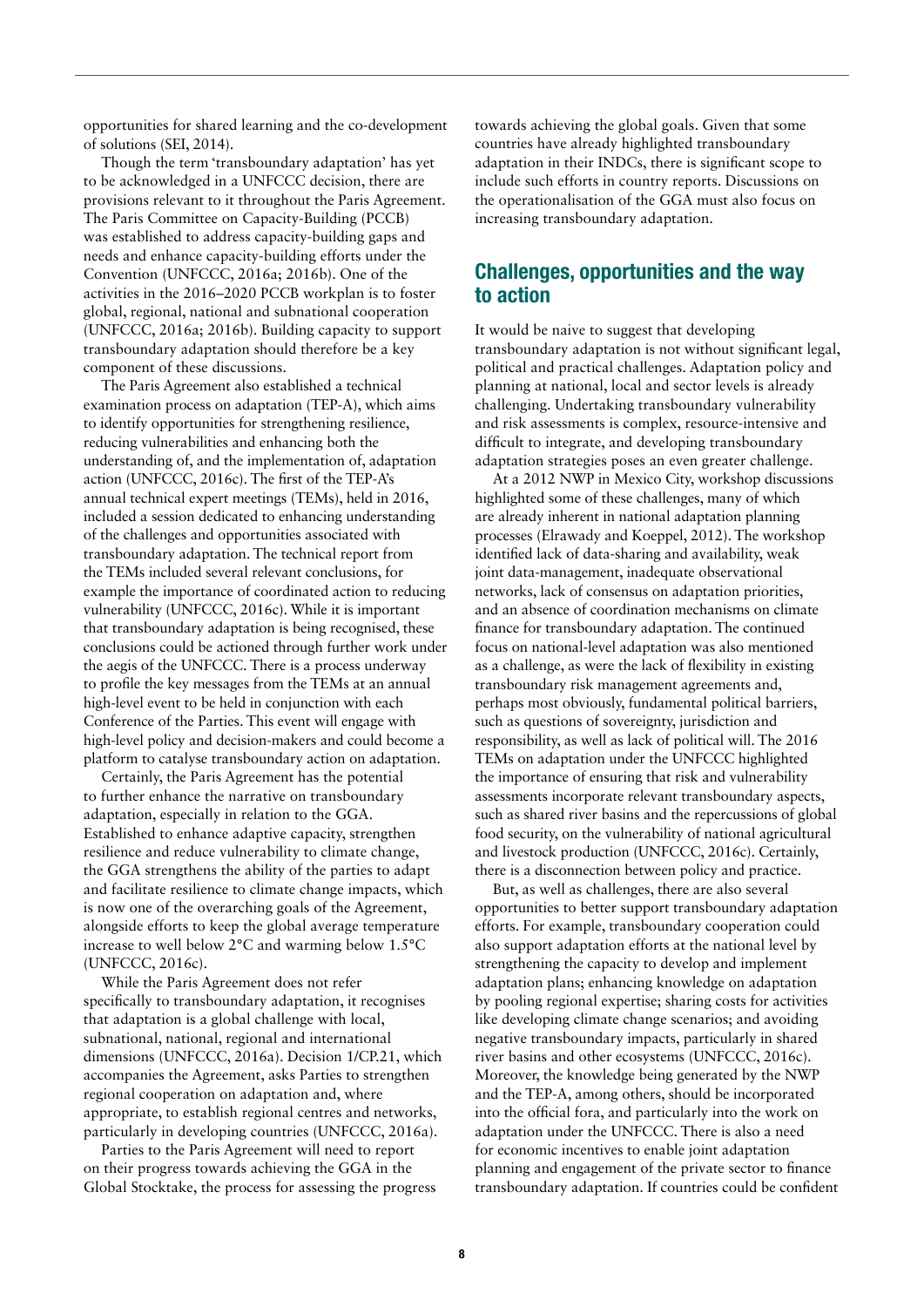opportunities for shared learning and the co-development of solutions (SEI, 2014).

Though the term 'transboundary adaptation' has yet to be acknowledged in a UNFCCC decision, there are provisions relevant to it throughout the Paris Agreement. The Paris Committee on Capacity-Building (PCCB) was established to address capacity-building gaps and needs and enhance capacity-building efforts under the Convention (UNFCCC, 2016a; 2016b). One of the activities in the 2016–2020 PCCB workplan is to foster global, regional, national and subnational cooperation (UNFCCC, 2016a; 2016b). Building capacity to support transboundary adaptation should therefore be a key component of these discussions.

The Paris Agreement also established a technical examination process on adaptation (TEP-A), which aims to identify opportunities for strengthening resilience, reducing vulnerabilities and enhancing both the understanding of, and the implementation of, adaptation action (UNFCCC, 2016c). The first of the TEP-A's annual technical expert meetings (TEMs), held in 2016, included a session dedicated to enhancing understanding of the challenges and opportunities associated with transboundary adaptation. The technical report from the TEMs included several relevant conclusions, for example the importance of coordinated action to reducing vulnerability (UNFCCC, 2016c). While it is important that transboundary adaptation is being recognised, these conclusions could be actioned through further work under the aegis of the UNFCCC. There is a process underway to profile the key messages from the TEMs at an annual high-level event to be held in conjunction with each Conference of the Parties. This event will engage with high-level policy and decision-makers and could become a platform to catalyse transboundary action on adaptation.

Certainly, the Paris Agreement has the potential to further enhance the narrative on transboundary adaptation, especially in relation to the GGA. Established to enhance adaptive capacity, strengthen resilience and reduce vulnerability to climate change, the GGA strengthens the ability of the parties to adapt and facilitate resilience to climate change impacts, which is now one of the overarching goals of the Agreement, alongside efforts to keep the global average temperature increase to well below 2°C and warming below 1.5°C (UNFCCC, 2016c).

While the Paris Agreement does not refer specifically to transboundary adaptation, it recognises that adaptation is a global challenge with local, subnational, national, regional and international dimensions (UNFCCC, 2016a). Decision 1/CP.21, which accompanies the Agreement, asks Parties to strengthen regional cooperation on adaptation and, where appropriate, to establish regional centres and networks, particularly in developing countries (UNFCCC, 2016a).

Parties to the Paris Agreement will need to report on their progress towards achieving the GGA in the Global Stocktake, the process for assessing the progress towards achieving the global goals. Given that some countries have already highlighted transboundary adaptation in their INDCs, there is significant scope to include such efforts in country reports. Discussions on the operationalisation of the GGA must also focus on increasing transboundary adaptation.

## Challenges, opportunities and the way to action

It would be naive to suggest that developing transboundary adaptation is not without significant legal, political and practical challenges. Adaptation policy and planning at national, local and sector levels is already challenging. Undertaking transboundary vulnerability and risk assessments is complex, resource-intensive and difficult to integrate, and developing transboundary adaptation strategies poses an even greater challenge.

At a 2012 NWP in Mexico City, workshop discussions highlighted some of these challenges, many of which are already inherent in national adaptation planning processes (Elrawady and Koeppel, 2012). The workshop identified lack of data-sharing and availability, weak joint data-management, inadequate observational networks, lack of consensus on adaptation priorities, and an absence of coordination mechanisms on climate finance for transboundary adaptation. The continued focus on national-level adaptation was also mentioned as a challenge, as were the lack of flexibility in existing transboundary risk management agreements and, perhaps most obviously, fundamental political barriers, such as questions of sovereignty, jurisdiction and responsibility, as well as lack of political will. The 2016 TEMs on adaptation under the UNFCCC highlighted the importance of ensuring that risk and vulnerability assessments incorporate relevant transboundary aspects, such as shared river basins and the repercussions of global food security, on the vulnerability of national agricultural and livestock production (UNFCCC, 2016c). Certainly, there is a disconnection between policy and practice.

But, as well as challenges, there are also several opportunities to better support transboundary adaptation efforts. For example, transboundary cooperation could also support adaptation efforts at the national level by strengthening the capacity to develop and implement adaptation plans; enhancing knowledge on adaptation by pooling regional expertise; sharing costs for activities like developing climate change scenarios; and avoiding negative transboundary impacts, particularly in shared river basins and other ecosystems (UNFCCC, 2016c). Moreover, the knowledge being generated by the NWP and the TEP-A, among others, should be incorporated into the official fora, and particularly into the work on adaptation under the UNFCCC. There is also a need for economic incentives to enable joint adaptation planning and engagement of the private sector to finance transboundary adaptation. If countries could be confident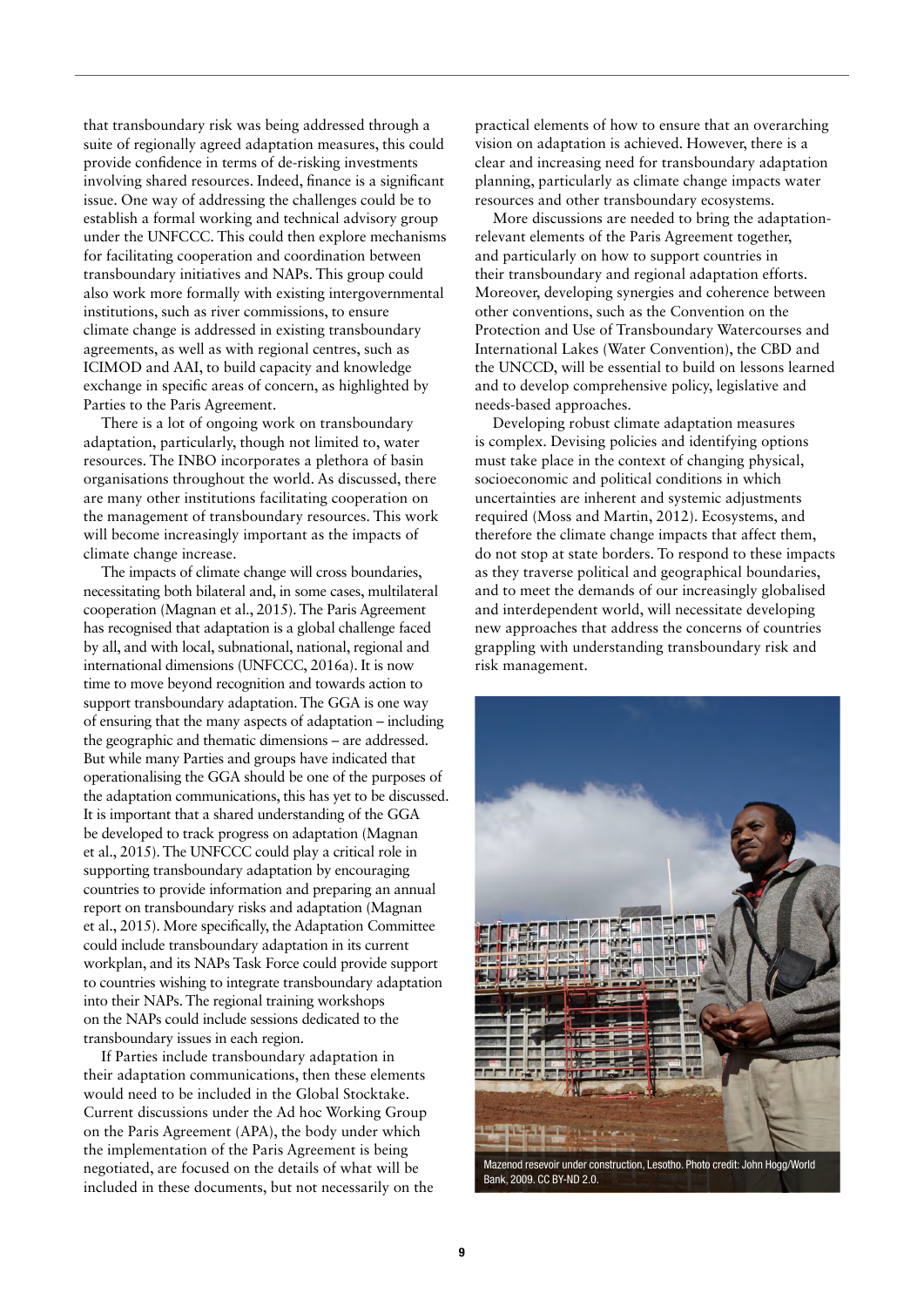that transboundary risk was being addressed through a suite of regionally agreed adaptation measures, this could provide confidence in terms of de-risking investments involving shared resources. Indeed, finance is a significant issue. One way of addressing the challenges could be to establish a formal working and technical advisory group under the UNFCCC. This could then explore mechanisms for facilitating cooperation and coordination between transboundary initiatives and NAPs. This group could also work more formally with existing intergovernmental institutions, such as river commissions, to ensure climate change is addressed in existing transboundary agreements, as well as with regional centres, such as ICIMOD and AAI, to build capacity and knowledge exchange in specific areas of concern, as highlighted by Parties to the Paris Agreement.

There is a lot of ongoing work on transboundary adaptation, particularly, though not limited to, water resources. The INBO incorporates a plethora of basin organisations throughout the world. As discussed, there are many other institutions facilitating cooperation on the management of transboundary resources. This work will become increasingly important as the impacts of climate change increase.

The impacts of climate change will cross boundaries, necessitating both bilateral and, in some cases, multilateral cooperation (Magnan et al., 2015). The Paris Agreement has recognised that adaptation is a global challenge faced by all, and with local, subnational, national, regional and international dimensions (UNFCCC, 2016a). It is now time to move beyond recognition and towards action to support transboundary adaptation. The GGA is one way of ensuring that the many aspects of adaptation – including the geographic and thematic dimensions – are addressed. But while many Parties and groups have indicated that operationalising the GGA should be one of the purposes of the adaptation communications, this has yet to be discussed. It is important that a shared understanding of the GGA be developed to track progress on adaptation (Magnan et al., 2015). The UNFCCC could play a critical role in supporting transboundary adaptation by encouraging countries to provide information and preparing an annual report on transboundary risks and adaptation (Magnan et al., 2015). More specifically, the Adaptation Committee could include transboundary adaptation in its current workplan, and its NAPs Task Force could provide support to countries wishing to integrate transboundary adaptation into their NAPs. The regional training workshops on the NAPs could include sessions dedicated to the transboundary issues in each region.

If Parties include transboundary adaptation in their adaptation communications, then these elements would need to be included in the Global Stocktake. Current discussions under the Ad hoc Working Group on the Paris Agreement (APA), the body under which the implementation of the Paris Agreement is being negotiated, are focused on the details of what will be included in these documents, but not necessarily on the practical elements of how to ensure that an overarching vision on adaptation is achieved. However, there is a clear and increasing need for transboundary adaptation planning, particularly as climate change impacts water resources and other transboundary ecosystems.

More discussions are needed to bring the adaptation-relevant elements of the Paris Agreement together, and particularly on how to support countries in their transboundary and regional adaptation efforts. Moreover, developing synergies and coherence between other conventions, such as the Convention on the Protection and Use of Transboundary Watercourses and International Lakes (Water Convention), the CBD and the UNCCD, will be essential to build on lessons learned and to develop comprehensive policy, legislative and needs-based approaches.

Developing robust climate adaptation measures is complex. Devising policies and identifying options must take place in the context of changing physical, socioeconomic and political conditions in which uncertainties are inherent and systemic adjustments required (Moss and Martin, 2012). Ecosystems, and therefore the climate change impacts that affect them, do not stop at state borders. To respond to these impacts as they traverse political and geographical boundaries, and to meet the demands of our increasingly globalised and interdependent world, will necessitate developing new approaches that address the concerns of countries grappling with understanding transboundary risk and risk management.

Mazenod resevoir under construction, Lesotho. Photo credit: John Hogg/World Bank, 2009. CC BY-ND 2.0.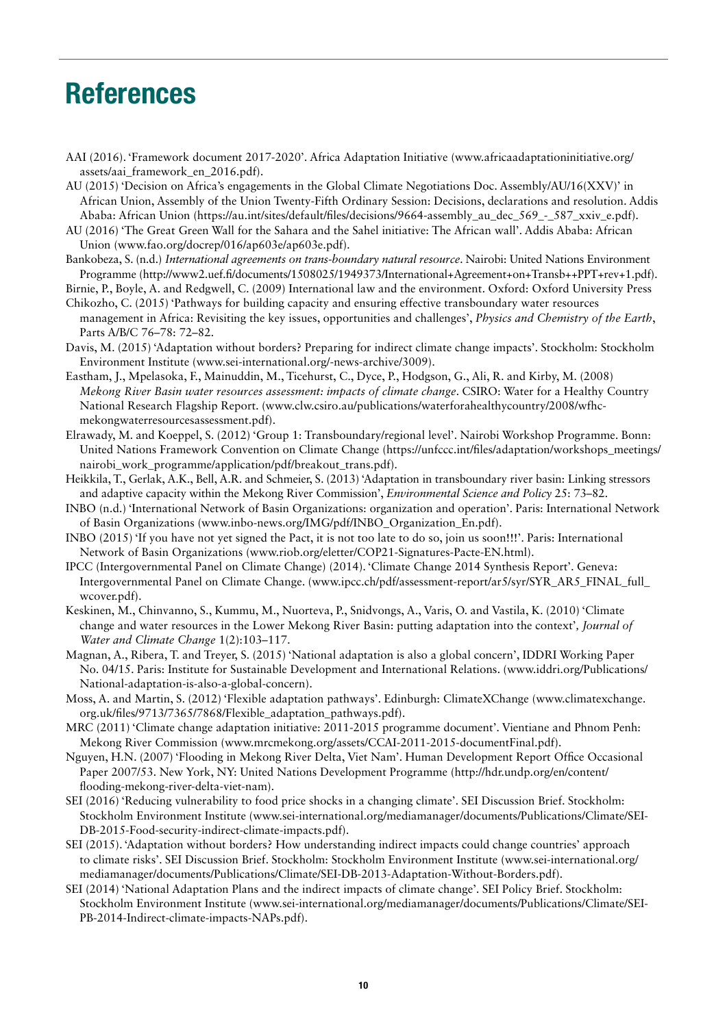# References

AAI (2016). 'Framework document 2017-2020'. Africa Adaptation Initiative (www.africaadaptationinitiative.org/assets/aai_framework_en_2016.pdf).

AU (2015) 'Decision on Africa's engagements in the Global Climate Negotiations Doc. Assembly/AU/16(XXV)' in African Union, Assembly of the Union Twenty-Fifth Ordinary Session: Decisions, declarations and resolution. Addis Ababa: African Union (https://au.int/sites/default/files/decisions/9664-assembly_au_dec_569_-_587_xxiv_e.pdf).

AU (2016) 'The Great Green Wall for the Sahara and the Sahel initiative: The African wall'. Addis Ababa: African Union (www.fao.org/docrep/016/ap603e/ap603e.pdf).

Bankobeza, S. (n.d.) *International agreements on trans-boundary natural resource*. Nairobi: United Nations Environment Programme (http://www2.uef.fi/documents/1508025/1949373/International+Agreement+on+Transb++PPT+rev+1.pdf).

Birnie, P., Boyle, A. and Redgwell, C. (2009) International law and the environment. Oxford: Oxford University Press

Chikozho, C. (2015) 'Pathways for building capacity and ensuring effective transboundary water resources management in Africa: Revisiting the key issues, opportunities and challenges', *Physics and Chemistry of the Earth*, Parts A/B/C 76–78: 72–82.

Davis, M. (2015) 'Adaptation without borders? Preparing for indirect climate change impacts'. Stockholm: Stockholm Environment Institute (www.sei-international.org/-news-archive/3009).

Eastham, J., Mpelasoka, F., Mainuddin, M., Ticehurst, C., Dyce, P., Hodgson, G., Ali, R. and Kirby, M. (2008) *Mekong River Basin water resources assessment: impacts of climate change*. CSIRO: Water for a Healthy Country National Research Flagship Report. (www.clw.csiro.au/publications/waterforahealthycountry/2008/wfhc-mekongwaterresourcesassessment.pdf).

Elrawady, M. and Koeppel, S. (2012) 'Group 1: Transboundary/regional level'. Nairobi Workshop Programme. Bonn: United Nations Framework Convention on Climate Change (https://unfccc.int/files/adaptation/workshops_meetings/nairobi_work_programme/application/pdf/breakout_trans.pdf).

Heikkila, T., Gerlak, A.K., Bell, A.R. and Schmeier, S. (2013) 'Adaptation in transboundary river basin: Linking stressors and adaptive capacity within the Mekong River Commission', *Environmental Science and Policy* 25: 73–82.

INBO (n.d.) 'International Network of Basin Organizations: organization and operation'. Paris: International Network of Basin Organizations (www.inbo-news.org/IMG/pdf/INBO_Organization_En.pdf).

INBO (2015) 'If you have not yet signed the Pact, it is not too late to do so, join us soon!!!'. Paris: International Network of Basin Organizations (www.riob.org/eletter/COP21-Signatures-Pacte-EN.html).

IPCC (Intergovernmental Panel on Climate Change) (2014). 'Climate Change 2014 Synthesis Report'. Geneva: Intergovernmental Panel on Climate Change. (www.ipcc.ch/pdf/assessment-report/ar5/syr/SYR_AR5_FINAL_full_wcover.pdf).

Keskinen, M., Chinvanno, S., Kummu, M., Nuorteva, P., Snidvongs, A., Varis, O. and Vastila, K. (2010) 'Climate change and water resources in the Lower Mekong River Basin: putting adaptation into the context', *Journal of Water and Climate Change* 1(2):103–117.

Magnan, A., Ribera, T. and Treyer, S. (2015) 'National adaptation is also a global concern', IDDRI Working Paper No. 04/15. Paris: Institute for Sustainable Development and International Relations. (www.iddri.org/Publications/National-adaptation-is-also-a-global-concern).

Moss, A. and Martin, S. (2012) 'Flexible adaptation pathways'. Edinburgh: ClimateXChange (www.climatexchange.org.uk/files/9713/7365/7868/Flexible_adaptation_pathways.pdf).

MRC (2011) 'Climate change adaptation initiative: 2011-2015 programme document'. Vientiane and Phnom Penh: Mekong River Commission (www.mrcmekong.org/assets/CCAI-2011-2015-documentFinal.pdf).

Nguyen, H.N. (2007) 'Flooding in Mekong River Delta, Viet Nam'. Human Development Report Office Occasional Paper 2007/53. New York, NY: United Nations Development Programme (http://hdr.undp.org/en/content/flooding-mekong-river-delta-viet-nam).

SEI (2016) 'Reducing vulnerability to food price shocks in a changing climate'. SEI Discussion Brief. Stockholm: Stockholm Environment Institute (www.sei-international.org/mediamanager/documents/Publications/Climate/SEI-DB-2015-Food-security-indirect-climate-impacts.pdf).

SEI (2015). 'Adaptation without borders? How understanding indirect impacts could change countries' approach to climate risks'. SEI Discussion Brief. Stockholm: Stockholm Environment Institute (www.sei-international.org/mediamanager/documents/Publications/Climate/SEI-DB-2013-Adaptation-Without-Borders.pdf).

SEI (2014) 'National Adaptation Plans and the indirect impacts of climate change'. SEI Policy Brief. Stockholm: Stockholm Environment Institute (www.sei-international.org/mediamanager/documents/Publications/Climate/SEI-PB-2014-Indirect-climate-impacts-NAPs.pdf).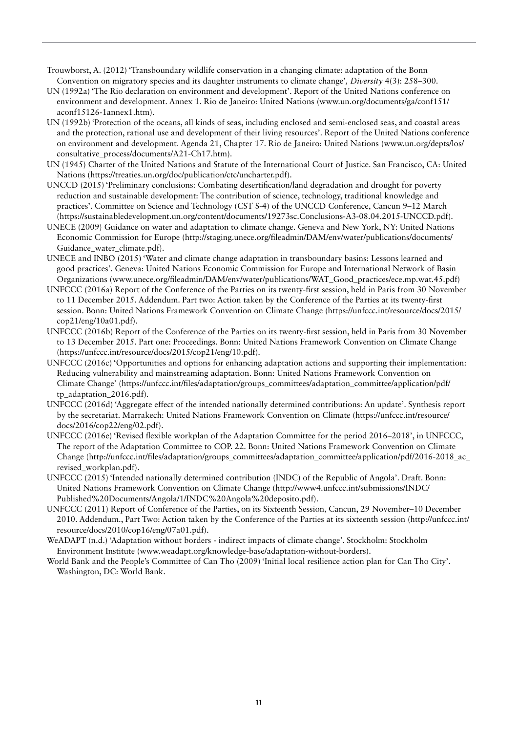Trouwborst, A. (2012) 'Transboundary wildlife conservation in a changing climate: adaptation of the Bonn Convention on migratory species and its daughter instruments to climate change', *Diversity* 4(3): 258–300.

UN (1992a) 'The Rio declaration on environment and development'. Report of the United Nations conference on environment and development. Annex 1. Rio de Janeiro: United Nations (www.un.org/documents/ga/conf151/aconf15126-1annex1.htm).

UN (1992b) 'Protection of the oceans, all kinds of seas, including enclosed and semi-enclosed seas, and coastal areas and the protection, rational use and development of their living resources'. Report of the United Nations conference on environment and development. Agenda 21, Chapter 17. Rio de Janeiro: United Nations (www.un.org/depts/los/consultative_process/documents/A21-Ch17.htm).

UN (1945) Charter of the United Nations and Statute of the International Court of Justice. San Francisco, CA: United Nations (https://treaties.un.org/doc/publication/ctc/uncharter.pdf).

UNCCD (2015) 'Preliminary conclusions: Combating desertification/land degradation and drought for poverty reduction and sustainable development: The contribution of science, technology, traditional knowledge and practices'. Committee on Science and Technology (CST S-4) of the UNCCD Conference, Cancun 9–12 March (https://sustainabledevelopment.un.org/content/documents/19273sc.Conclusions-A3-08.04.2015-UNCCD.pdf).

UNECE (2009) Guidance on water and adaptation to climate change. Geneva and New York, NY: United Nations Economic Commission for Europe (http://staging.unece.org/fileadmin/DAM/env/water/publications/documents/Guidance_water_climate.pdf).

UNECE and INBO (2015) 'Water and climate change adaptation in transboundary basins: Lessons learned and good practices'. Geneva: United Nations Economic Commission for Europe and International Network of Basin Organizations (www.unece.org/fileadmin/DAM/env/water/publications/WAT_Good_practices/ece.mp.wat.45.pdf)

UNFCCC (2016a) Report of the Conference of the Parties on its twenty-first session, held in Paris from 30 November to 11 December 2015. Addendum. Part two: Action taken by the Conference of the Parties at its twenty-first session. Bonn: United Nations Framework Convention on Climate Change (https://unfccc.int/resource/docs/2015/cop21/eng/10a01.pdf).

UNFCCC (2016b) Report of the Conference of the Parties on its twenty-first session, held in Paris from 30 November to 13 December 2015. Part one: Proceedings. Bonn: United Nations Framework Convention on Climate Change (https://unfccc.int/resource/docs/2015/cop21/eng/10.pdf).

UNFCCC (2016c) 'Opportunities and options for enhancing adaptation actions and supporting their implementation: Reducing vulnerability and mainstreaming adaptation. Bonn: United Nations Framework Convention on Climate Change' (https://unfccc.int/files/adaptation/groups_committees/adaptation_committee/application/pdf/tp_adaptation_2016.pdf).

UNFCCC (2016d) 'Aggregate effect of the intended nationally determined contributions: An update'. Synthesis report by the secretariat. Marrakech: United Nations Framework Convention on Climate (https://unfccc.int/resource/docs/2016/cop22/eng/02.pdf).

UNFCCC (2016e) 'Revised flexible workplan of the Adaptation Committee for the period 2016–2018', in UNFCCC, The report of the Adaptation Committee to COP. 22. Bonn: United Nations Framework Convention on Climate Change (http://unfccc.int/files/adaptation/groups_committees/adaptation_committee/application/pdf/2016-2018_ac_revised_workplan.pdf).

UNFCCC (2015) 'Intended nationally determined contribution (INDC) of the Republic of Angola'. Draft. Bonn: United Nations Framework Convention on Climate Change (http://www4.unfccc.int/submissions/INDC/Published%20Documents/Angola/1/INDC%20Angola%20deposito.pdf).

UNFCCC (2011) Report of Conference of the Parties, on its Sixteenth Session, Cancun, 29 November–10 December 2010. Addendum., Part Two: Action taken by the Conference of the Parties at its sixteenth session (http://unfccc.int/resource/docs/2010/cop16/eng/07a01.pdf).

WeADAPT (n.d.) 'Adaptation without borders - indirect impacts of climate change'. Stockholm: Stockholm Environment Institute (www.weadapt.org/knowledge-base/adaptation-without-borders).

World Bank and the People's Committee of Can Tho (2009) 'Initial local resilience action plan for Can Tho City'. Washington, DC: World Bank.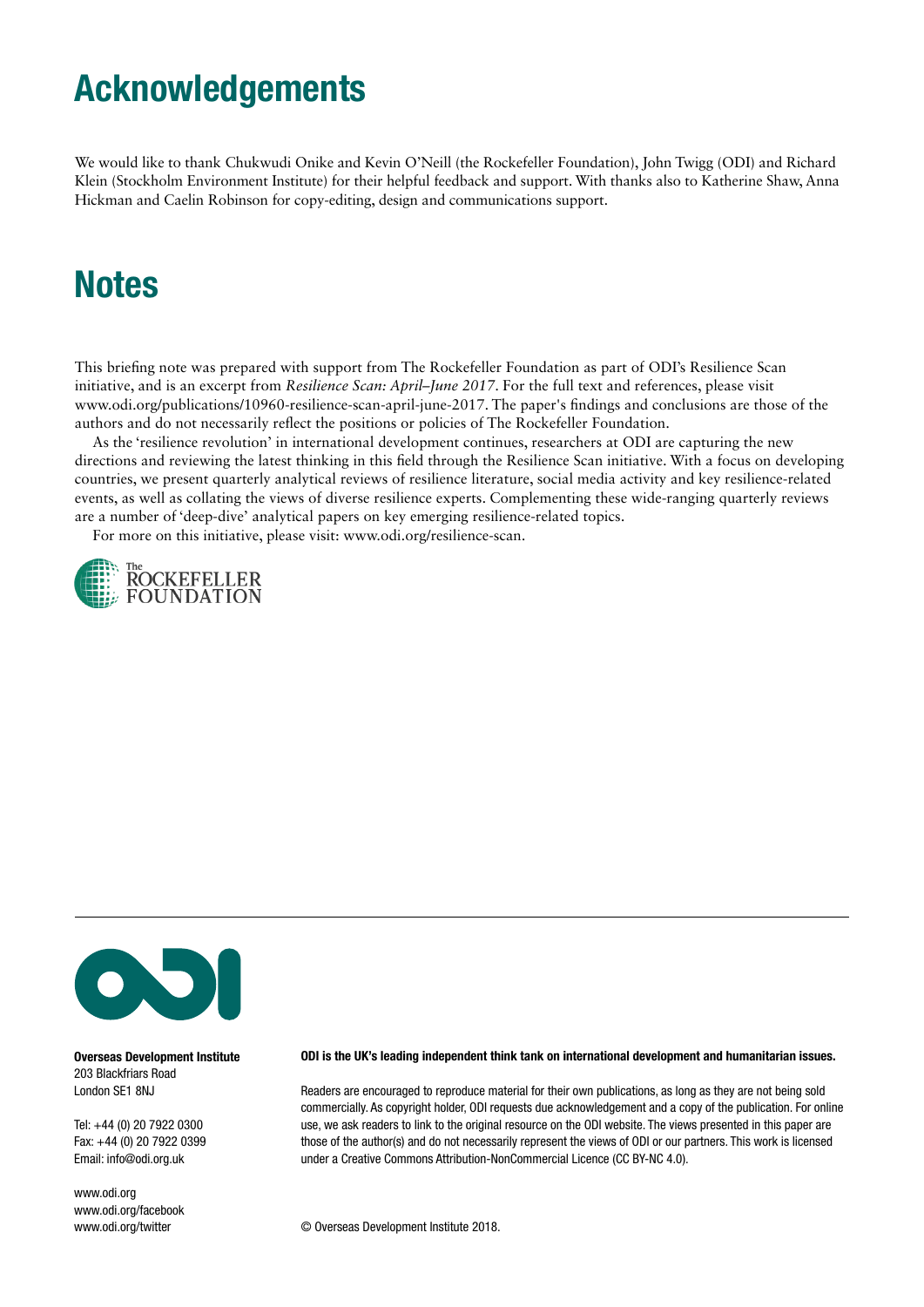# Acknowledgements

We would like to thank Chukwudi Onike and Kevin O'Neill (the Rockefeller Foundation), John Twigg (ODI) and Richard Klein (Stockholm Environment Institute) for their helpful feedback and support. With thanks also to Katherine Shaw, Anna Hickman and Caelin Robinson for copy-editing, design and communications support.

# Notes

This briefing note was prepared with support from The Rockefeller Foundation as part of ODI's Resilience Scan initiative, and is an excerpt from *Resilience Scan: April–June 2017*. For the full text and references, please visit www.odi.org/publications/10960-resilience-scan-april-june-2017. The paper's findings and conclusions are those of the authors and do not necessarily reflect the positions or policies of The Rockefeller Foundation.

As the 'resilience revolution' in international development continues, researchers at ODI are capturing the new directions and reviewing the latest thinking in this field through the Resilience Scan initiative. With a focus on developing countries, we present quarterly analytical reviews of resilience literature, social media activity and key resilience-related events, as well as collating the views of diverse resilience experts. Complementing these wide-ranging quarterly reviews are a number of 'deep-dive' analytical papers on key emerging resilience-related topics.

For more on this initiative, please visit: www.odi.org/resilience-scan.

The Rockefeller Foundation

ODI

**Overseas Development Institute**
203 Blackfriars Road
London SE1 8NJ

Tel: +44 (0) 20 7922 0300
Fax: +44 (0) 20 7922 0399
Email: info@odi.org.uk

www.odi.org
www.odi.org/facebook
www.odi.org/twitter

**ODI is the UK's leading independent think tank on international development and humanitarian issues.**

Readers are encouraged to reproduce material for their own publications, as long as they are not being sold commercially. As copyright holder, ODI requests due acknowledgement and a copy of the publication. For online use, we ask readers to link to the original resource on the ODI website. The views presented in this paper are those of the author(s) and do not necessarily represent the views of ODI or our partners. This work is licensed under a Creative Commons Attribution-NonCommercial Licence (CC BY-NC 4.0).

© Overseas Development Institute 2018.